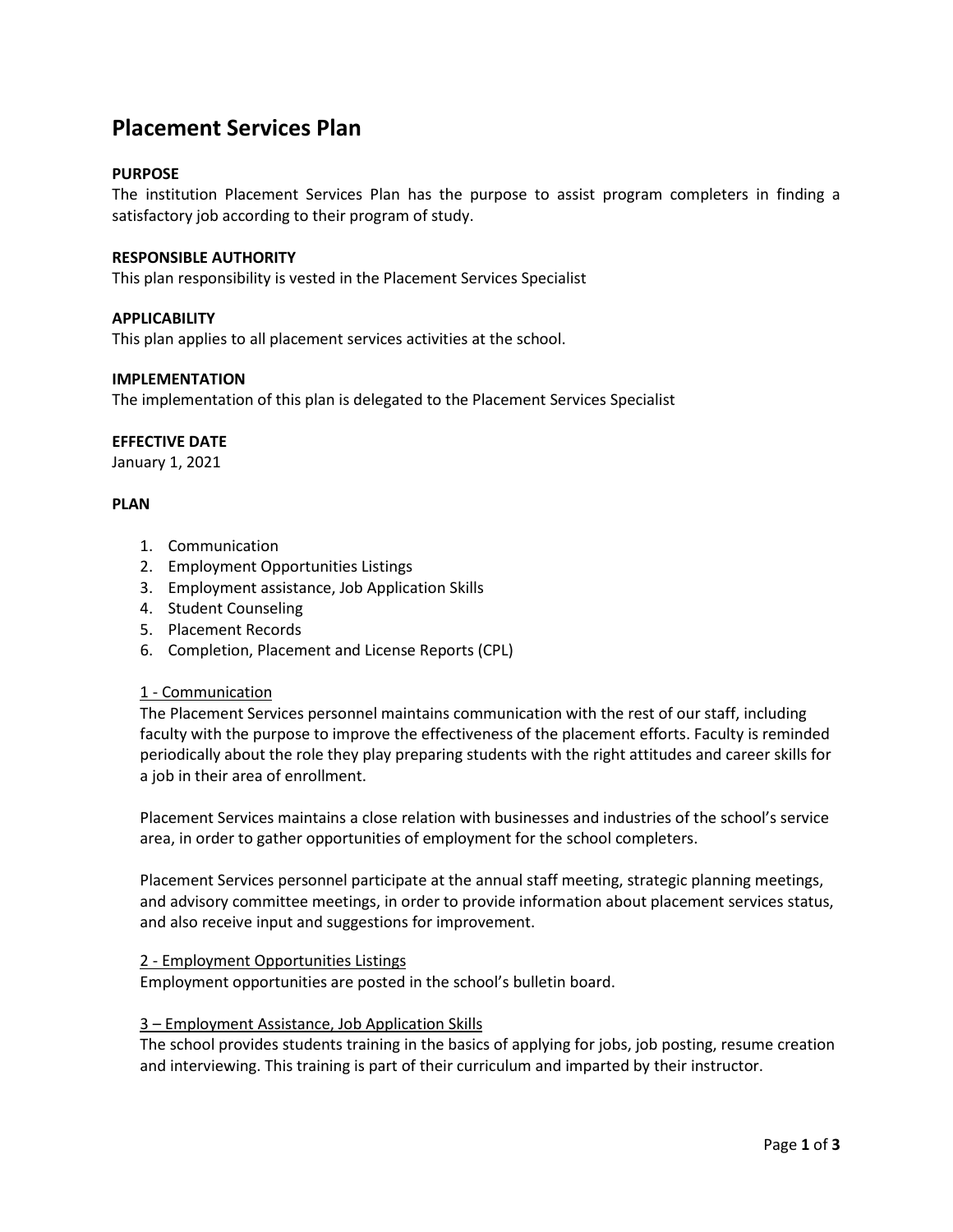# Placement Services Plan

**PURPOSE**

The institution Placement Services Plan has the purpose to assist program completers in finding a satisfactory job according to their program of study.

**RESPONSIBLE AUTHORITY**

This plan responsibility is vested in the Placement Services Specialist

**APPLICABILITY**

This plan applies to all placement services activities at the school.

**IMPLEMENTATION**

The implementation of this plan is delegated to the Placement Services Specialist

**EFFECTIVE DATE**

January 1, 2021

**PLAN**

1. Communication
2. Employment Opportunities Listings
3. Employment assistance, Job Application Skills
4. Student Counseling
5. Placement Records
6. Completion, Placement and License Reports (CPL)

<u>1 - Communication</u>

The Placement Services personnel maintains communication with the rest of our staff, including faculty with the purpose to improve the effectiveness of the placement efforts. Faculty is reminded periodically about the role they play preparing students with the right attitudes and career skills for a job in their area of enrollment.

Placement Services maintains a close relation with businesses and industries of the school's service area, in order to gather opportunities of employment for the school completers.

Placement Services personnel participate at the annual staff meeting, strategic planning meetings, and advisory committee meetings, in order to provide information about placement services status, and also receive input and suggestions for improvement.

<u>2 - Employment Opportunities Listings</u>

Employment opportunities are posted in the school's bulletin board.

<u>3 – Employment Assistance, Job Application Skills</u>

The school provides students training in the basics of applying for jobs, job posting, resume creation and interviewing. This training is part of their curriculum and imparted by their instructor.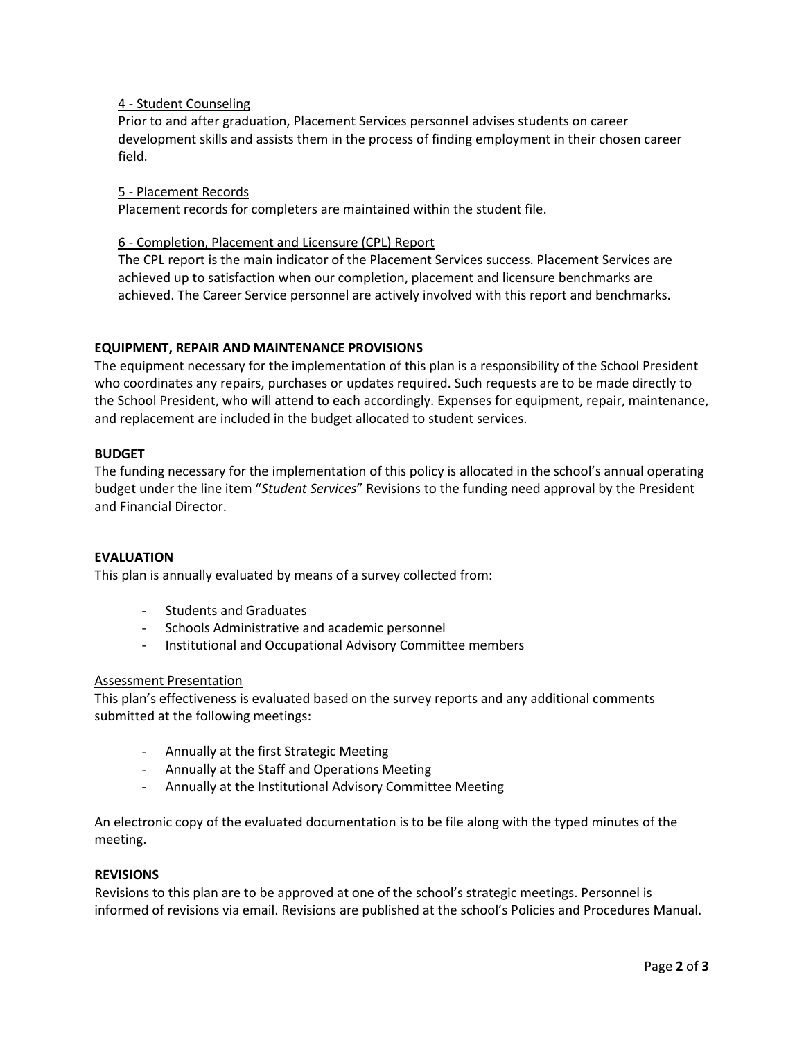4 - Student Counseling

Prior to and after graduation, Placement Services personnel advises students on career development skills and assists them in the process of finding employment in their chosen career field.

5 - Placement Records

Placement records for completers are maintained within the student file.

6 - Completion, Placement and Licensure (CPL) Report

The CPL report is the main indicator of the Placement Services success. Placement Services are achieved up to satisfaction when our completion, placement and licensure benchmarks are achieved. The Career Service personnel are actively involved with this report and benchmarks.

**EQUIPMENT, REPAIR AND MAINTENANCE PROVISIONS**

The equipment necessary for the implementation of this plan is a responsibility of the School President who coordinates any repairs, purchases or updates required. Such requests are to be made directly to the School President, who will attend to each accordingly. Expenses for equipment, repair, maintenance, and replacement are included in the budget allocated to student services.

**BUDGET**

The funding necessary for the implementation of this policy is allocated in the school's annual operating budget under the line item "*Student Services*" Revisions to the funding need approval by the President and Financial Director.

**EVALUATION**

This plan is annually evaluated by means of a survey collected from:

- Students and Graduates
- Schools Administrative and academic personnel
- Institutional and Occupational Advisory Committee members

Assessment Presentation

This plan's effectiveness is evaluated based on the survey reports and any additional comments submitted at the following meetings:

- Annually at the first Strategic Meeting
- Annually at the Staff and Operations Meeting
- Annually at the Institutional Advisory Committee Meeting

An electronic copy of the evaluated documentation is to be file along with the typed minutes of the meeting.

**REVISIONS**

Revisions to this plan are to be approved at one of the school's strategic meetings. Personnel is informed of revisions via email. Revisions are published at the school's Policies and Procedures Manual.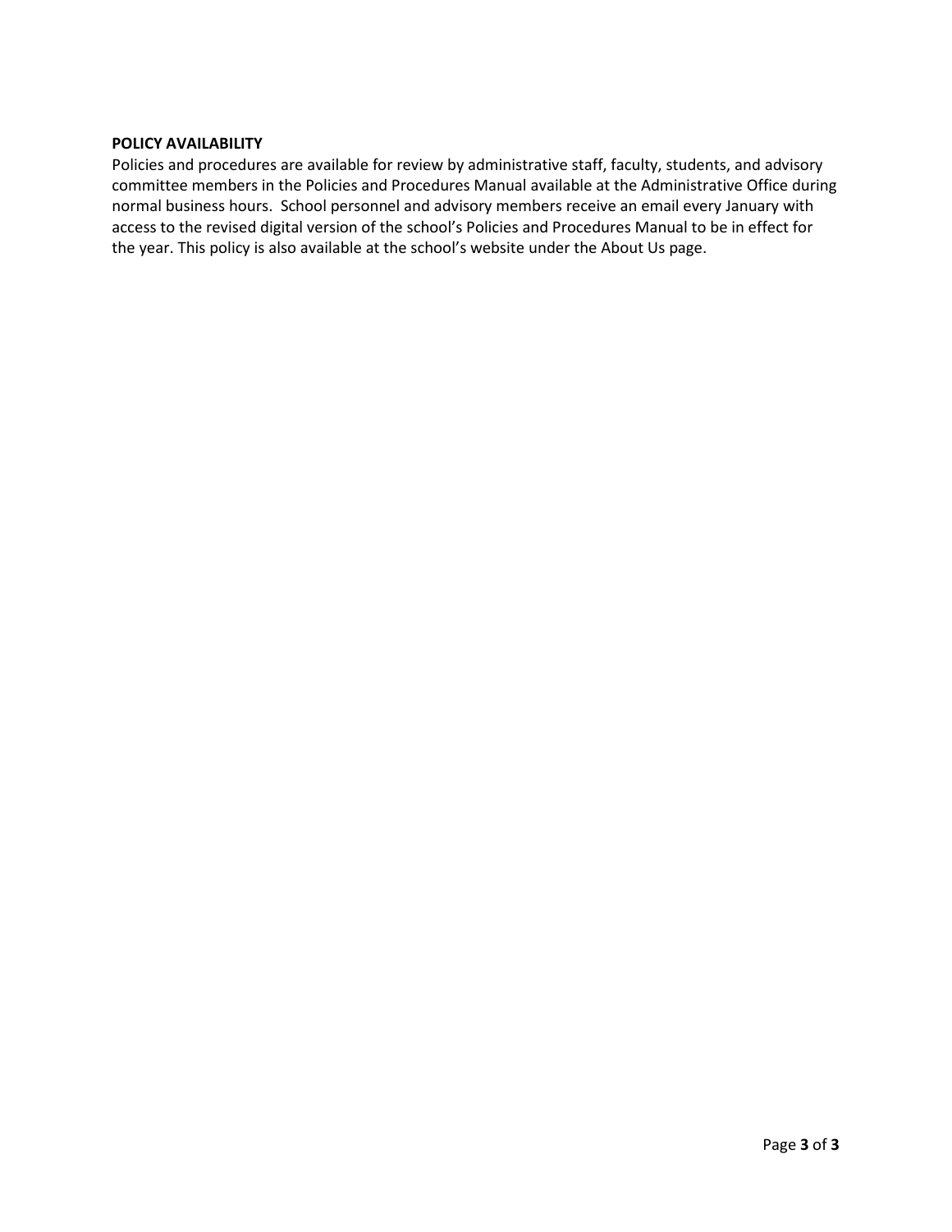**POLICY AVAILABILITY**

Policies and procedures are available for review by administrative staff, faculty, students, and advisory committee members in the Policies and Procedures Manual available at the Administrative Office during normal business hours. School personnel and advisory members receive an email every January with access to the revised digital version of the school's Policies and Procedures Manual to be in effect for the year. This policy is also available at the school's website under the About Us page.